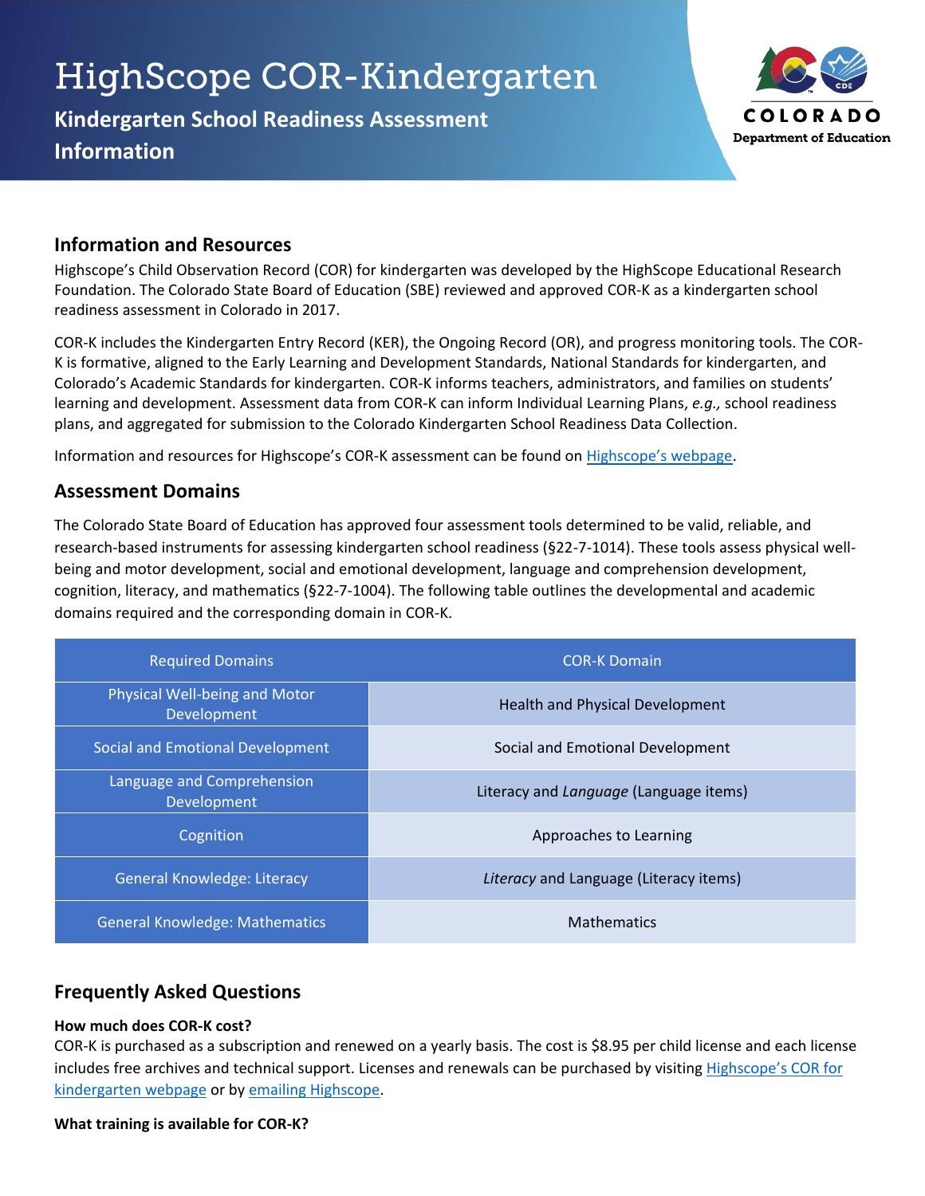# HighScope COR-Kindergarten

## Kindergarten School Readiness Assessment Information

COLORADO
Department of Education

## Information and Resources

Highscope's Child Observation Record (COR) for kindergarten was developed by the HighScope Educational Research Foundation. The Colorado State Board of Education (SBE) reviewed and approved COR-K as a kindergarten school readiness assessment in Colorado in 2017.

COR-K includes the Kindergarten Entry Record (KER), the Ongoing Record (OR), and progress monitoring tools. The COR-K is formative, aligned to the Early Learning and Development Standards, National Standards for kindergarten, and Colorado's Academic Standards for kindergarten. COR-K informs teachers, administrators, and families on students' learning and development. Assessment data from COR-K can inform Individual Learning Plans, *e.g.,* school readiness plans, and aggregated for submission to the Colorado Kindergarten School Readiness Data Collection.

Information and resources for Highscope's COR-K assessment can be found on Highscope's webpage.

## Assessment Domains

The Colorado State Board of Education has approved four assessment tools determined to be valid, reliable, and research-based instruments for assessing kindergarten school readiness (§22-7-1014). These tools assess physical well-being and motor development, social and emotional development, language and comprehension development, cognition, literacy, and mathematics (§22-7-1004). The following table outlines the developmental and academic domains required and the corresponding domain in COR-K.

| Required Domains | COR-K Domain |
| --- | --- |
| Physical Well-being and Motor Development | Health and Physical Development |
| Social and Emotional Development | Social and Emotional Development |
| Language and Comprehension Development | Literacy and *Language* (Language items) |
| Cognition | Approaches to Learning |
| General Knowledge: Literacy | *Literacy* and Language (Literacy items) |
| General Knowledge: Mathematics | Mathematics |

## Frequently Asked Questions

**How much does COR-K cost?**

COR-K is purchased as a subscription and renewed on a yearly basis. The cost is $8.95 per child license and each license includes free archives and technical support. Licenses and renewals can be purchased by visiting Highscope's COR for kindergarten webpage or by emailing Highscope.

**What training is available for COR-K?**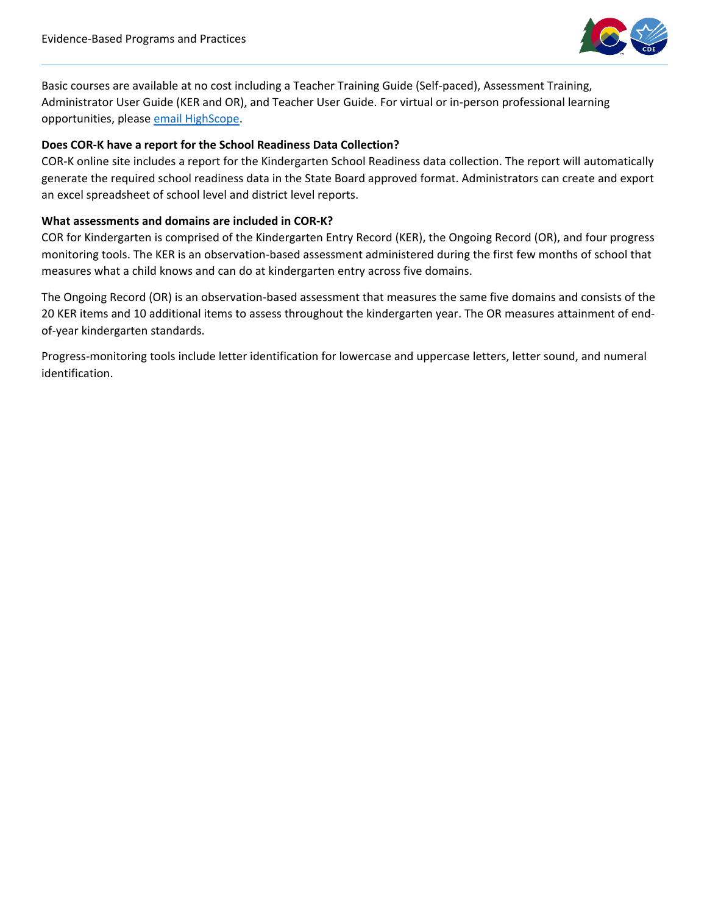Basic courses are available at no cost including a Teacher Training Guide (Self-paced), Assessment Training, Administrator User Guide (KER and OR), and Teacher User Guide. For virtual or in-person professional learning opportunities, please email HighScope.

**Does COR-K have a report for the School Readiness Data Collection?**

COR-K online site includes a report for the Kindergarten School Readiness data collection. The report will automatically generate the required school readiness data in the State Board approved format. Administrators can create and export an excel spreadsheet of school level and district level reports.

**What assessments and domains are included in COR-K?**

COR for Kindergarten is comprised of the Kindergarten Entry Record (KER), the Ongoing Record (OR), and four progress monitoring tools. The KER is an observation-based assessment administered during the first few months of school that measures what a child knows and can do at kindergarten entry across five domains.

The Ongoing Record (OR) is an observation-based assessment that measures the same five domains and consists of the 20 KER items and 10 additional items to assess throughout the kindergarten year. The OR measures attainment of end-of-year kindergarten standards.

Progress-monitoring tools include letter identification for lowercase and uppercase letters, letter sound, and numeral identification.